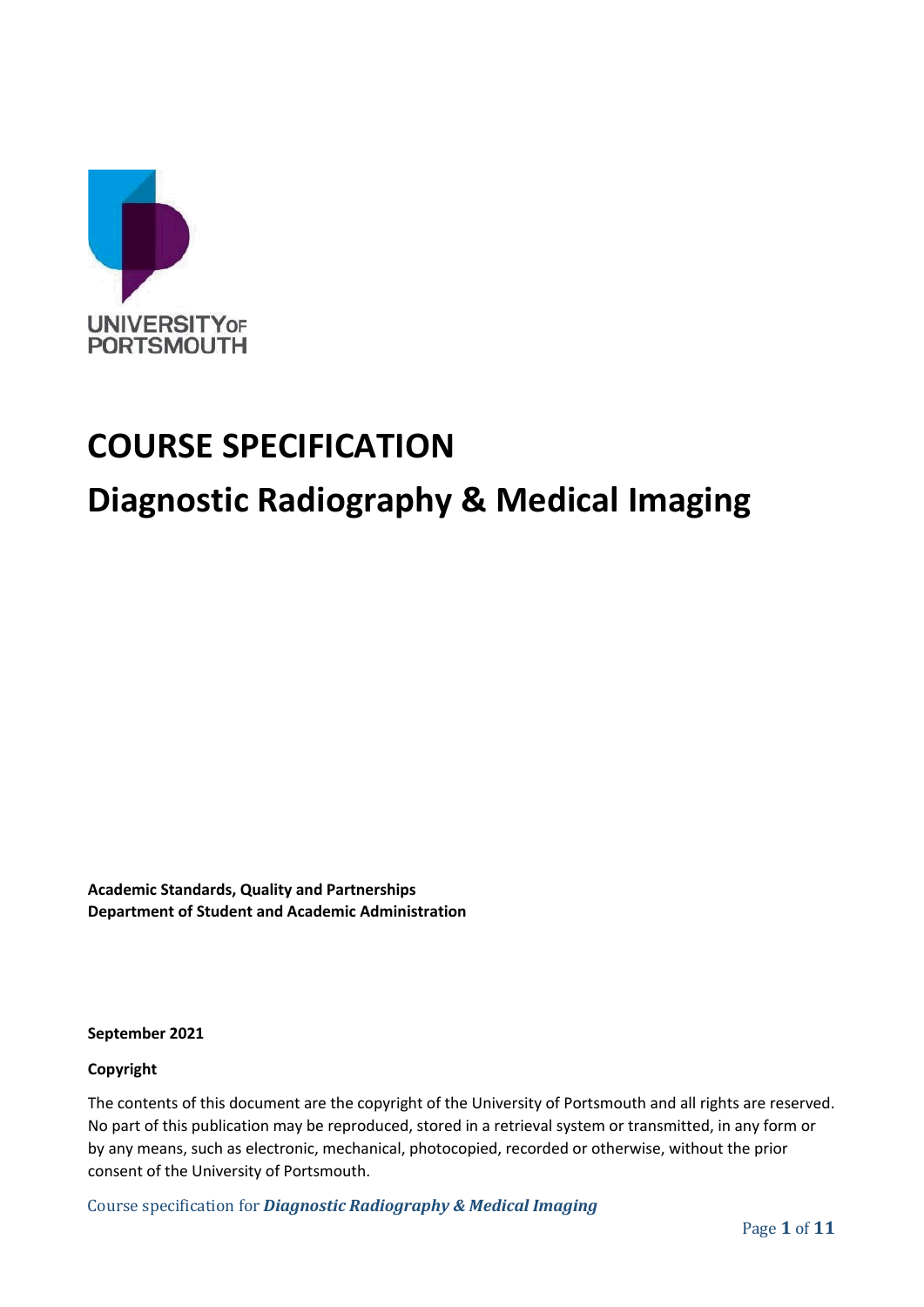UNIVERSITY OF PORTSMOUTH

# COURSE SPECIFICATION

# Diagnostic Radiography & Medical Imaging

**Academic Standards, Quality and Partnerships**
**Department of Student and Academic Administration**

**September 2021**

**Copyright**

The contents of this document are the copyright of the University of Portsmouth and all rights are reserved. No part of this publication may be reproduced, stored in a retrieval system or transmitted, in any form or by any means, such as electronic, mechanical, photocopied, recorded or otherwise, without the prior consent of the University of Portsmouth.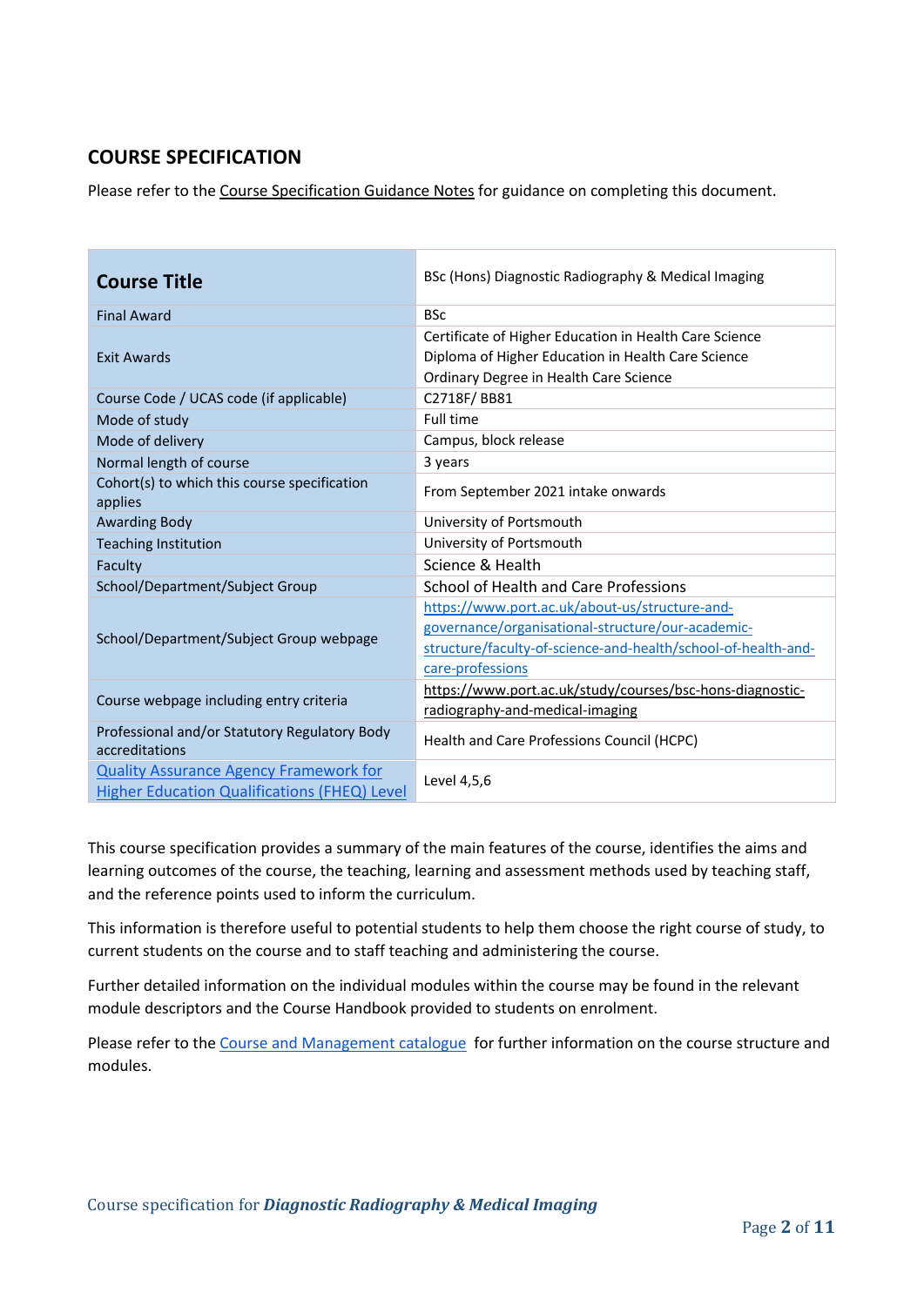## COURSE SPECIFICATION

Please refer to the Course Specification Guidance Notes for guidance on completing this document.

| **Course Title** | BSc (Hons) Diagnostic Radiography & Medical Imaging |
|---|---|
| Final Award | BSc |
| Exit Awards | Certificate of Higher Education in Health Care Science<br>Diploma of Higher Education in Health Care Science<br>Ordinary Degree in Health Care Science |
| Course Code / UCAS code (if applicable) | C2718F/ BB81 |
| Mode of study | Full time |
| Mode of delivery | Campus, block release |
| Normal length of course | 3 years |
| Cohort(s) to which this course specification applies | From September 2021 intake onwards |
| Awarding Body | University of Portsmouth |
| Teaching Institution | University of Portsmouth |
| Faculty | Science & Health |
| School/Department/Subject Group | School of Health and Care Professions |
| School/Department/Subject Group webpage | https://www.port.ac.uk/about-us/structure-and-governance/organisational-structure/our-academic-structure/faculty-of-science-and-health/school-of-health-and-care-professions |
| Course webpage including entry criteria | https://www.port.ac.uk/study/courses/bsc-hons-diagnostic-radiography-and-medical-imaging |
| Professional and/or Statutory Regulatory Body accreditations | Health and Care Professions Council (HCPC) |
| Quality Assurance Agency Framework for Higher Education Qualifications (FHEQ) Level | Level 4,5,6 |

This course specification provides a summary of the main features of the course, identifies the aims and learning outcomes of the course, the teaching, learning and assessment methods used by teaching staff, and the reference points used to inform the curriculum.

This information is therefore useful to potential students to help them choose the right course of study, to current students on the course and to staff teaching and administering the course.

Further detailed information on the individual modules within the course may be found in the relevant module descriptors and the Course Handbook provided to students on enrolment.

Please refer to the Course and Management catalogue for further information on the course structure and modules.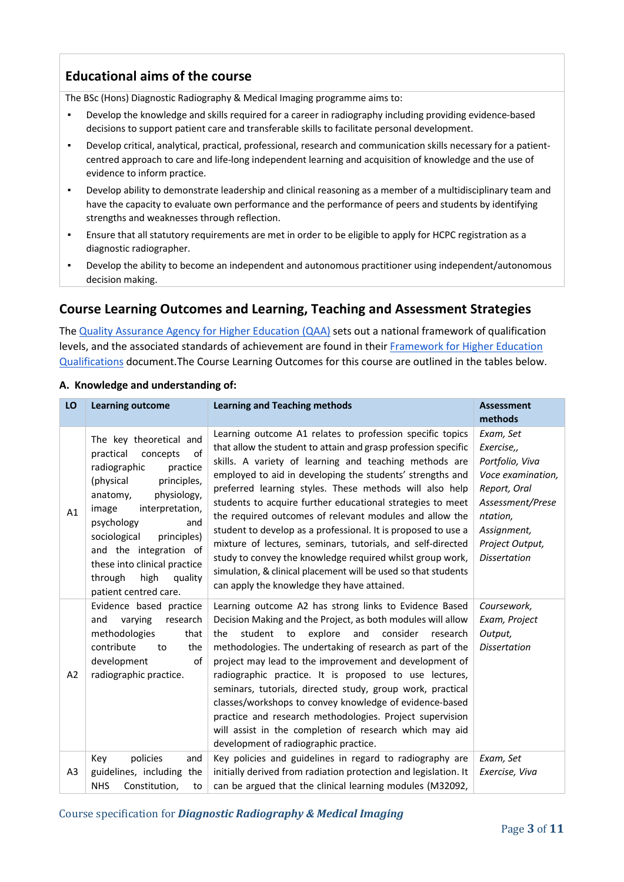## Educational aims of the course

The BSc (Hons) Diagnostic Radiography & Medical Imaging programme aims to:

- Develop the knowledge and skills required for a career in radiography including providing evidence-based decisions to support patient care and transferable skills to facilitate personal development.
- Develop critical, analytical, practical, professional, research and communication skills necessary for a patient-centred approach to care and life-long independent learning and acquisition of knowledge and the use of evidence to inform practice.
- Develop ability to demonstrate leadership and clinical reasoning as a member of a multidisciplinary team and have the capacity to evaluate own performance and the performance of peers and students by identifying strengths and weaknesses through reflection.
- Ensure that all statutory requirements are met in order to be eligible to apply for HCPC registration as a diagnostic radiographer.
- Develop the ability to become an independent and autonomous practitioner using independent/autonomous decision making.

## Course Learning Outcomes and Learning, Teaching and Assessment Strategies

The Quality Assurance Agency for Higher Education (QAA) sets out a national framework of qualification levels, and the associated standards of achievement are found in their Framework for Higher Education Qualifications document.The Course Learning Outcomes for this course are outlined in the tables below.

### A. Knowledge and understanding of:

| LO | Learning outcome | Learning and Teaching methods | Assessment methods |
|---|---|---|---|
| A1 | The key theoretical and practical concepts of radiographic practice (physical principles, anatomy, physiology, image interpretation, psychology and sociological principles) and the integration of these into clinical practice through high quality patient centred care. | Learning outcome A1 relates to profession specific topics that allow the student to attain and grasp profession specific skills. A variety of learning and teaching methods are employed to aid in developing the students' strengths and preferred learning styles. These methods will also help students to acquire further educational strategies to meet the required outcomes of relevant modules and allow the student to develop as a professional. It is proposed to use a mixture of lectures, seminars, tutorials, and self-directed study to convey the knowledge required whilst group work, simulation, & clinical placement will be used so that students can apply the knowledge they have attained. | *Exam, Set Exercise,, Portfolio, Viva Voce examination, Report, Oral Assessment/Presentation, Assignment, Project Output, Dissertation* |
| A2 | Evidence based practice and varying research methodologies that contribute to the development of radiographic practice. | Learning outcome A2 has strong links to Evidence Based Decision Making and the Project, as both modules will allow the student to explore and consider research methodologies. The undertaking of research as part of the project may lead to the improvement and development of radiographic practice. It is proposed to use lectures, seminars, tutorials, directed study, group work, practical classes/workshops to convey knowledge of evidence-based practice and research methodologies. Project supervision will assist in the completion of research which may aid development of radiographic practice. | *Coursework, Exam, Project Output, Dissertation* |
| A3 | Key policies and guidelines, including the NHS Constitution, to | Key policies and guidelines in regard to radiography are initially derived from radiation protection and legislation. It can be argued that the clinical learning modules (M32092, | *Exam, Set Exercise, Viva* |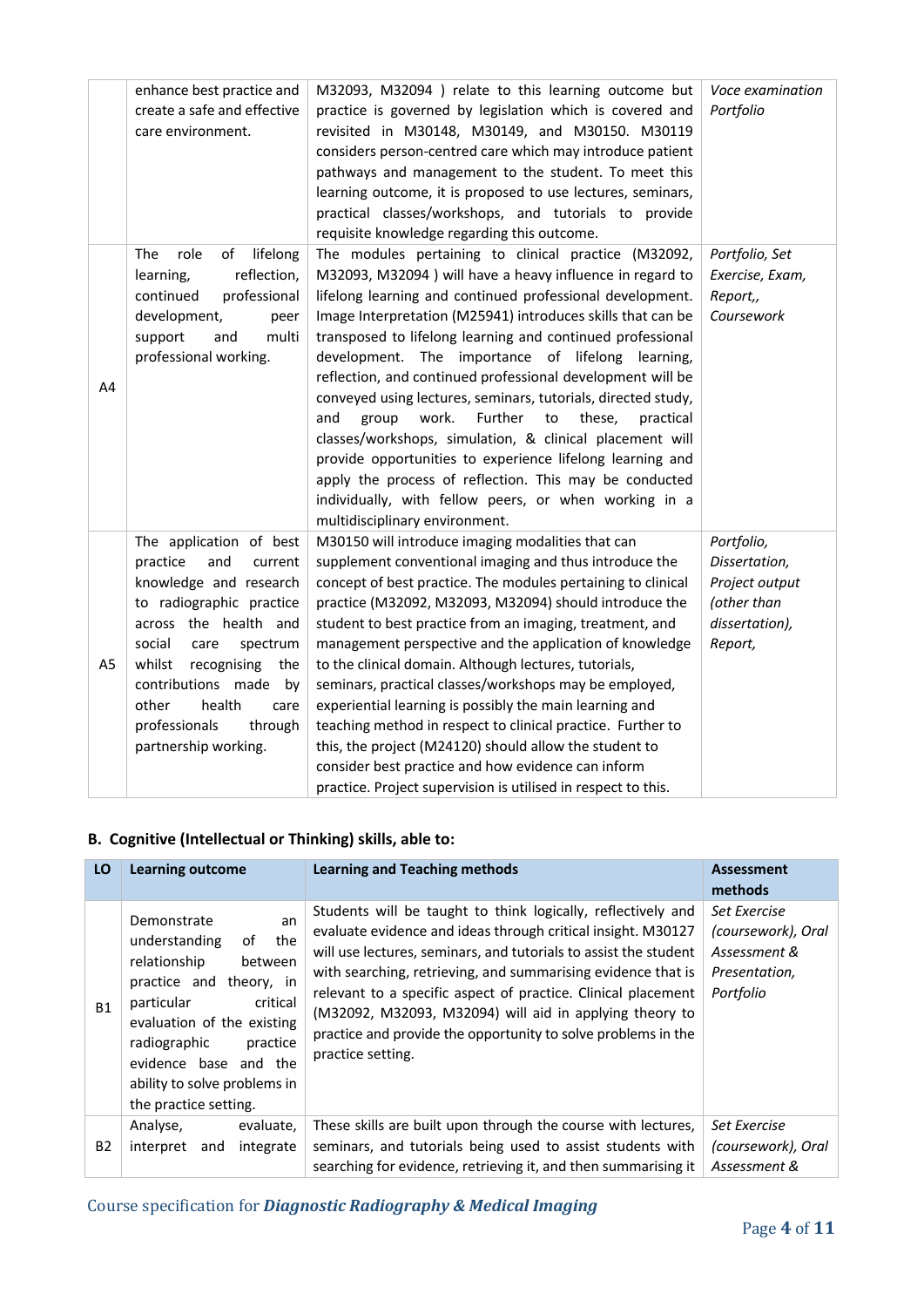| | | | |
|---|---|---|---|
| | enhance best practice and create a safe and effective care environment. | M32093, M32094 ) relate to this learning outcome but practice is governed by legislation which is covered and revisited in M30148, M30149, and M30150. M30119 considers person-centred care which may introduce patient pathways and management to the student. To meet this learning outcome, it is proposed to use lectures, seminars, practical classes/workshops, and tutorials to provide requisite knowledge regarding this outcome. | *Voce examination Portfolio* |
| A4 | The role of lifelong learning, reflection, continued professional development, peer support and multi professional working. | The modules pertaining to clinical practice (M32092, M32093, M32094 ) will have a heavy influence in regard to lifelong learning and continued professional development. Image Interpretation (M25941) introduces skills that can be transposed to lifelong learning and continued professional development. The importance of lifelong learning, reflection, and continued professional development will be conveyed using lectures, seminars, tutorials, directed study, and group work. Further to these, practical classes/workshops, simulation, & clinical placement will provide opportunities to experience lifelong learning and apply the process of reflection. This may be conducted individually, with fellow peers, or when working in a multidisciplinary environment. | *Portfolio, Set Exercise, Exam, Report,, Coursework* |
| A5 | The application of best practice and current knowledge and research to radiographic practice across the health and social care spectrum whilst recognising the contributions made by other health care professionals through partnership working. | M30150 will introduce imaging modalities that can supplement conventional imaging and thus introduce the concept of best practice. The modules pertaining to clinical practice (M32092, M32093, M32094) should introduce the student to best practice from an imaging, treatment, and management perspective and the application of knowledge to the clinical domain. Although lectures, tutorials, seminars, practical classes/workshops may be employed, experiential learning is possibly the main learning and teaching method in respect to clinical practice. Further to this, the project (M24120) should allow the student to consider best practice and how evidence can inform practice. Project supervision is utilised in respect to this. | *Portfolio, Dissertation, Project output (other than dissertation), Report,* |

### B. Cognitive (Intellectual or Thinking) skills, able to:

| LO | Learning outcome | Learning and Teaching methods | Assessment methods |
|---|---|---|---|
| B1 | Demonstrate an understanding of the relationship between practice and theory, in particular critical evaluation of the existing radiographic practice evidence base and the ability to solve problems in the practice setting. | Students will be taught to think logically, reflectively and evaluate evidence and ideas through critical insight. M30127 will use lectures, seminars, and tutorials to assist the student with searching, retrieving, and summarising evidence that is relevant to a specific aspect of practice. Clinical placement (M32092, M32093, M32094) will aid in applying theory to practice and provide the opportunity to solve problems in the practice setting. | *Set Exercise (coursework), Oral Assessment & Presentation, Portfolio* |
| B2 | Analyse, evaluate, interpret and integrate | These skills are built upon through the course with lectures, seminars, and tutorials being used to assist students with searching for evidence, retrieving it, and then summarising it | *Set Exercise (coursework), Oral Assessment &* |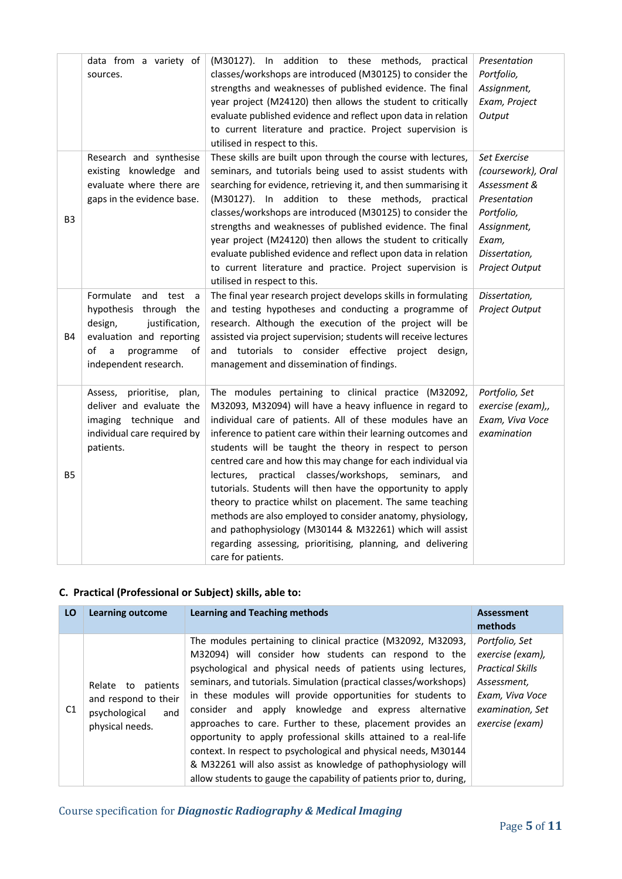| | | | |
|---|---|---|---|
| | data from a variety of sources. | (M30127). In addition to these methods, practical classes/workshops are introduced (M30125) to consider the strengths and weaknesses of published evidence. The final year project (M24120) then allows the student to critically evaluate published evidence and reflect upon data in relation to current literature and practice. Project supervision is utilised in respect to this. | *Presentation Portfolio, Assignment, Exam, Project Output* |
| B3 | Research and synthesise existing knowledge and evaluate where there are gaps in the evidence base. | These skills are built upon through the course with lectures, seminars, and tutorials being used to assist students with searching for evidence, retrieving it, and then summarising it (M30127). In addition to these methods, practical classes/workshops are introduced (M30125) to consider the strengths and weaknesses of published evidence. The final year project (M24120) then allows the student to critically evaluate published evidence and reflect upon data in relation to current literature and practice. Project supervision is utilised in respect to this. | *Set Exercise (coursework), Oral Assessment & Presentation Portfolio, Assignment, Exam, Dissertation, Project Output* |
| B4 | Formulate and test a hypothesis through the design, justification, evaluation and reporting of a programme of independent research. | The final year research project develops skills in formulating and testing hypotheses and conducting a programme of research. Although the execution of the project will be assisted via project supervision; students will receive lectures and tutorials to consider effective project design, management and dissemination of findings. | *Dissertation, Project Output* |
| B5 | Assess, prioritise, plan, deliver and evaluate the imaging technique and individual care required by patients. | The modules pertaining to clinical practice (M32092, M32093, M32094) will have a heavy influence in regard to individual care of patients. All of these modules have an inference to patient care within their learning outcomes and students will be taught the theory in respect to person centred care and how this may change for each individual via lectures, practical classes/workshops, seminars, and tutorials. Students will then have the opportunity to apply theory to practice whilst on placement. The same teaching methods are also employed to consider anatomy, physiology, and pathophysiology (M30144 & M32261) which will assist regarding assessing, prioritising, planning, and delivering care for patients. | *Portfolio, Set exercise (exam),, Exam, Viva Voce examination* |

### C. Practical (Professional or Subject) skills, able to:

| LO | Learning outcome | Learning and Teaching methods | Assessment methods |
|---|---|---|---|
| C1 | Relate to patients and respond to their psychological and physical needs. | The modules pertaining to clinical practice (M32092, M32093, M32094) will consider how students can respond to the psychological and physical needs of patients using lectures, seminars, and tutorials. Simulation (practical classes/workshops) in these modules will provide opportunities for students to consider and apply knowledge and express alternative approaches to care. Further to these, placement provides an opportunity to apply professional skills attained to a real-life context. In respect to psychological and physical needs, M30144 & M32261 will also assist as knowledge of pathophysiology will allow students to gauge the capability of patients prior to, during, | *Portfolio, Set exercise (exam), Practical Skills Assessment, Exam, Viva Voce examination, Set exercise (exam)* |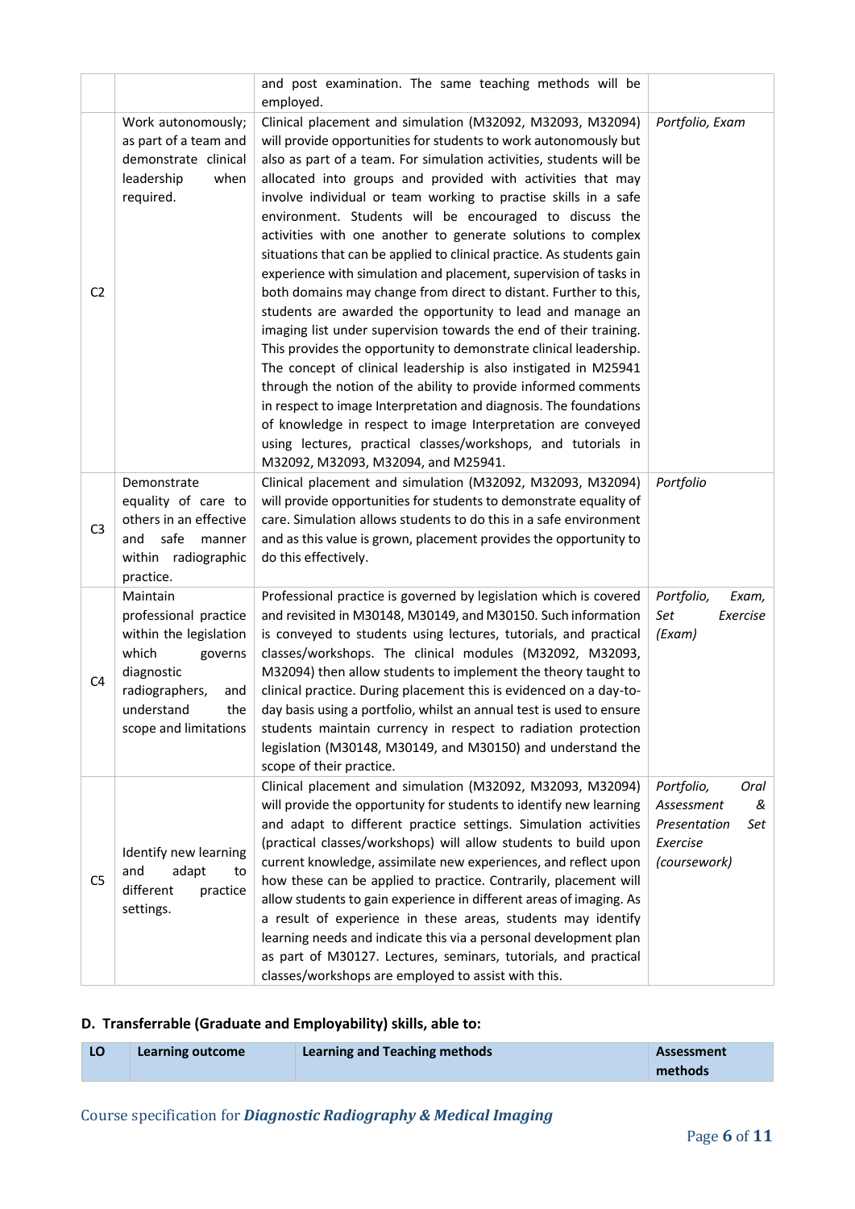| | | | |
|---|---|---|---|
| | | and post examination. The same teaching methods will be employed. | |
| C2 | Work autonomously; as part of a team and demonstrate clinical leadership when required. | Clinical placement and simulation (M32092, M32093, M32094) will provide opportunities for students to work autonomously but also as part of a team. For simulation activities, students will be allocated into groups and provided with activities that may involve individual or team working to practise skills in a safe environment. Students will be encouraged to discuss the activities with one another to generate solutions to complex situations that can be applied to clinical practice. As students gain experience with simulation and placement, supervision of tasks in both domains may change from direct to distant. Further to this, students are awarded the opportunity to lead and manage an imaging list under supervision towards the end of their training. This provides the opportunity to demonstrate clinical leadership. The concept of clinical leadership is also instigated in M25941 through the notion of the ability to provide informed comments in respect to image Interpretation and diagnosis. The foundations of knowledge in respect to image Interpretation are conveyed using lectures, practical classes/workshops, and tutorials in M32092, M32093, M32094, and M25941. | *Portfolio, Exam* |
| C3 | Demonstrate equality of care to others in an effective and safe manner within radiographic practice. | Clinical placement and simulation (M32092, M32093, M32094) will provide opportunities for students to demonstrate equality of care. Simulation allows students to do this in a safe environment and as this value is grown, placement provides the opportunity to do this effectively. | *Portfolio* |
| C4 | Maintain professional practice within the legislation which governs diagnostic radiographers, and understand the scope and limitations | Professional practice is governed by legislation which is covered and revisited in M30148, M30149, and M30150. Such information is conveyed to students using lectures, tutorials, and practical classes/workshops. The clinical modules (M32092, M32093, M32094) then allow students to implement the theory taught to clinical practice. During placement this is evidenced on a day-to-day basis using a portfolio, whilst an annual test is used to ensure students maintain currency in respect to radiation protection legislation (M30148, M30149, and M30150) and understand the scope of their practice. | *Portfolio, Exam, Set Exercise (Exam)* |
| C5 | Identify new learning and adapt to different practice settings. | Clinical placement and simulation (M32092, M32093, M32094) will provide the opportunity for students to identify new learning and adapt to different practice settings. Simulation activities (practical classes/workshops) will allow students to build upon current knowledge, assimilate new experiences, and reflect upon how these can be applied to practice. Contrarily, placement will allow students to gain experience in different areas of imaging. As a result of experience in these areas, students may identify learning needs and indicate this via a personal development plan as part of M30127. Lectures, seminars, tutorials, and practical classes/workshops are employed to assist with this. | *Portfolio, Oral Assessment & Presentation Set Exercise (coursework)* |

**D. Transferrable (Graduate and Employability) skills, able to:**

| LO | Learning outcome | Learning and Teaching methods | Assessment methods |
|---|---|---|---|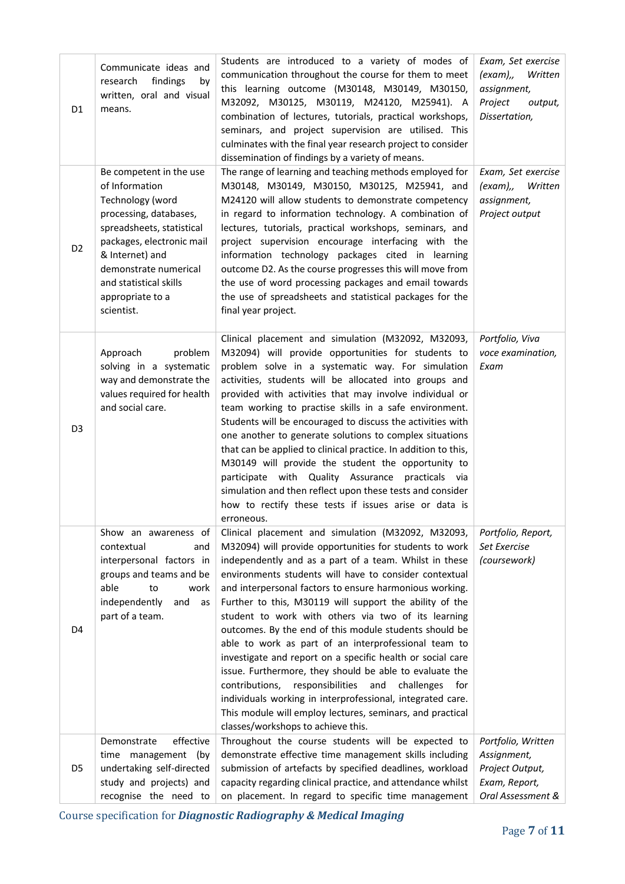| | | | |
|---|---|---|---|
| D1 | Communicate ideas and research findings by written, oral and visual means. | Students are introduced to a variety of modes of communication throughout the course for them to meet this learning outcome (M30148, M30149, M30150, M32092, M30125, M30119, M24120, M25941). A combination of lectures, tutorials, practical workshops, seminars, and project supervision are utilised. This culminates with the final year research project to consider dissemination of findings by a variety of means. | *Exam, Set exercise (exam),, Written assignment, Project output, Dissertation,* |
| D2 | Be competent in the use of Information Technology (word processing, databases, spreadsheets, statistical packages, electronic mail & Internet) and demonstrate numerical and statistical skills appropriate to a scientist. | The range of learning and teaching methods employed for M30148, M30149, M30150, M30125, M25941, and M24120 will allow students to demonstrate competency in regard to information technology. A combination of lectures, tutorials, practical workshops, seminars, and project supervision encourage interfacing with the information technology packages cited in learning outcome D2. As the course progresses this will move from the use of word processing packages and email towards the use of spreadsheets and statistical packages for the final year project. | *Exam, Set exercise (exam),, Written assignment, Project output* |
| D3 | Approach problem solving in a systematic way and demonstrate the values required for health and social care. | Clinical placement and simulation (M32092, M32093, M32094) will provide opportunities for students to problem solve in a systematic way. For simulation activities, students will be allocated into groups and provided with activities that may involve individual or team working to practise skills in a safe environment. Students will be encouraged to discuss the activities with one another to generate solutions to complex situations that can be applied to clinical practice. In addition to this, M30149 will provide the student the opportunity to participate with Quality Assurance practicals via simulation and then reflect upon these tests and consider how to rectify these tests if issues arise or data is erroneous. | *Portfolio, Viva voce examination, Exam* |
| D4 | Show an awareness of contextual and interpersonal factors in groups and teams and be able to work independently and as part of a team. | Clinical placement and simulation (M32092, M32093, M32094) will provide opportunities for students to work independently and as a part of a team. Whilst in these environments students will have to consider contextual and interpersonal factors to ensure harmonious working. Further to this, M30119 will support the ability of the student to work with others via two of its learning outcomes. By the end of this module students should be able to work as part of an interprofessional team to investigate and report on a specific health or social care issue. Furthermore, they should be able to evaluate the contributions, responsibilities and challenges for individuals working in interprofessional, integrated care. This module will employ lectures, seminars, and practical classes/workshops to achieve this. | *Portfolio, Report, Set Exercise (coursework)* |
| D5 | Demonstrate effective time management (by undertaking self-directed study and projects) and recognise the need to | Throughout the course students will be expected to demonstrate effective time management skills including submission of artefacts by specified deadlines, workload capacity regarding clinical practice, and attendance whilst on placement. In regard to specific time management | *Portfolio, Written Assignment, Project Output, Exam, Report, Oral Assessment &* |

Course specification for ***Diagnostic Radiography & Medical Imaging***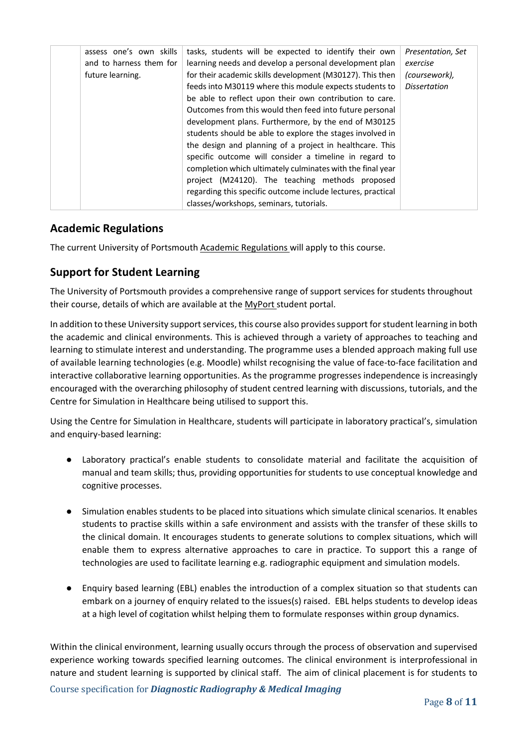| | | | |
|---|---|---|---|
| | assess one's own skills and to harness them for future learning. | tasks, students will be expected to identify their own learning needs and develop a personal development plan for their academic skills development (M30127). This then feeds into M30119 where this module expects students to be able to reflect upon their own contribution to care. Outcomes from this would then feed into future personal development plans. Furthermore, by the end of M30125 students should be able to explore the stages involved in the design and planning of a project in healthcare. This specific outcome will consider a timeline in regard to completion which ultimately culminates with the final year project (M24120). The teaching methods proposed regarding this specific outcome include lectures, practical classes/workshops, seminars, tutorials. | *Presentation, Set exercise (coursework), Dissertation* |

## Academic Regulations

The current University of Portsmouth Academic Regulations will apply to this course.

## Support for Student Learning

The University of Portsmouth provides a comprehensive range of support services for students throughout their course, details of which are available at the MyPort student portal.

In addition to these University support services, this course also provides support for student learning in both the academic and clinical environments. This is achieved through a variety of approaches to teaching and learning to stimulate interest and understanding. The programme uses a blended approach making full use of available learning technologies (e.g. Moodle) whilst recognising the value of face-to-face facilitation and interactive collaborative learning opportunities. As the programme progresses independence is increasingly encouraged with the overarching philosophy of student centred learning with discussions, tutorials, and the Centre for Simulation in Healthcare being utilised to support this.

Using the Centre for Simulation in Healthcare, students will participate in laboratory practical's, simulation and enquiry-based learning:

- Laboratory practical's enable students to consolidate material and facilitate the acquisition of manual and team skills; thus, providing opportunities for students to use conceptual knowledge and cognitive processes.

- Simulation enables students to be placed into situations which simulate clinical scenarios. It enables students to practise skills within a safe environment and assists with the transfer of these skills to the clinical domain. It encourages students to generate solutions to complex situations, which will enable them to express alternative approaches to care in practice. To support this a range of technologies are used to facilitate learning e.g. radiographic equipment and simulation models.

- Enquiry based learning (EBL) enables the introduction of a complex situation so that students can embark on a journey of enquiry related to the issues(s) raised. EBL helps students to develop ideas at a high level of cogitation whilst helping them to formulate responses within group dynamics.

Within the clinical environment, learning usually occurs through the process of observation and supervised experience working towards specified learning outcomes. The clinical environment is interprofessional in nature and student learning is supported by clinical staff. The aim of clinical placement is for students to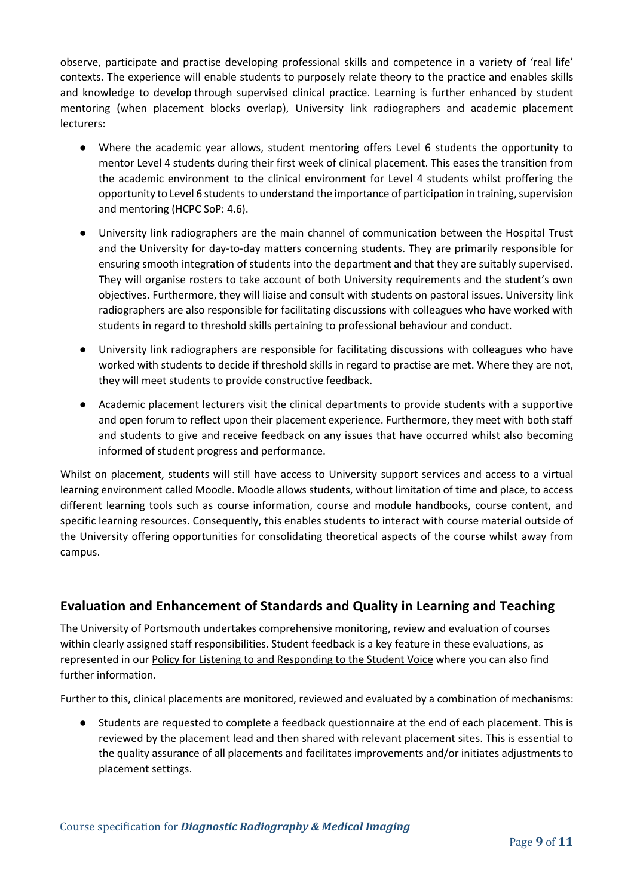observe, participate and practise developing professional skills and competence in a variety of 'real life' contexts. The experience will enable students to purposely relate theory to the practice and enables skills and knowledge to develop through supervised clinical practice. Learning is further enhanced by student mentoring (when placement blocks overlap), University link radiographers and academic placement lecturers:

- Where the academic year allows, student mentoring offers Level 6 students the opportunity to mentor Level 4 students during their first week of clinical placement. This eases the transition from the academic environment to the clinical environment for Level 4 students whilst proffering the opportunity to Level 6 students to understand the importance of participation in training, supervision and mentoring (HCPC SoP: 4.6).
- University link radiographers are the main channel of communication between the Hospital Trust and the University for day-to-day matters concerning students. They are primarily responsible for ensuring smooth integration of students into the department and that they are suitably supervised. They will organise rosters to take account of both University requirements and the student's own objectives. Furthermore, they will liaise and consult with students on pastoral issues. University link radiographers are also responsible for facilitating discussions with colleagues who have worked with students in regard to threshold skills pertaining to professional behaviour and conduct.
- University link radiographers are responsible for facilitating discussions with colleagues who have worked with students to decide if threshold skills in regard to practise are met. Where they are not, they will meet students to provide constructive feedback.
- Academic placement lecturers visit the clinical departments to provide students with a supportive and open forum to reflect upon their placement experience. Furthermore, they meet with both staff and students to give and receive feedback on any issues that have occurred whilst also becoming informed of student progress and performance.

Whilst on placement, students will still have access to University support services and access to a virtual learning environment called Moodle. Moodle allows students, without limitation of time and place, to access different learning tools such as course information, course and module handbooks, course content, and specific learning resources. Consequently, this enables students to interact with course material outside of the University offering opportunities for consolidating theoretical aspects of the course whilst away from campus.

## Evaluation and Enhancement of Standards and Quality in Learning and Teaching

The University of Portsmouth undertakes comprehensive monitoring, review and evaluation of courses within clearly assigned staff responsibilities. Student feedback is a key feature in these evaluations, as represented in our Policy for Listening to and Responding to the Student Voice where you can also find further information.

Further to this, clinical placements are monitored, reviewed and evaluated by a combination of mechanisms:

- Students are requested to complete a feedback questionnaire at the end of each placement. This is reviewed by the placement lead and then shared with relevant placement sites. This is essential to the quality assurance of all placements and facilitates improvements and/or initiates adjustments to placement settings.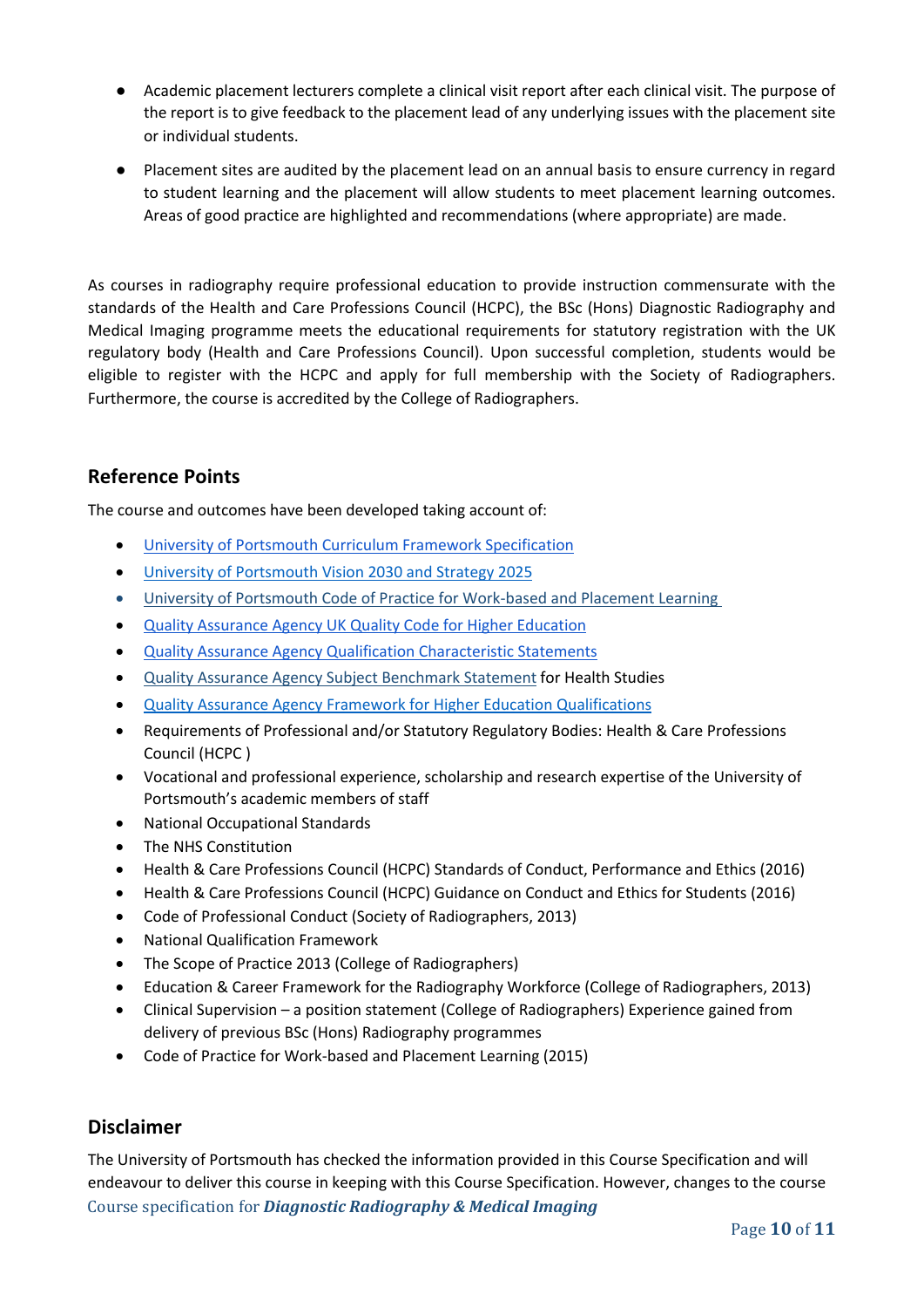- Academic placement lecturers complete a clinical visit report after each clinical visit. The purpose of the report is to give feedback to the placement lead of any underlying issues with the placement site or individual students.
- Placement sites are audited by the placement lead on an annual basis to ensure currency in regard to student learning and the placement will allow students to meet placement learning outcomes. Areas of good practice are highlighted and recommendations (where appropriate) are made.

As courses in radiography require professional education to provide instruction commensurate with the standards of the Health and Care Professions Council (HCPC), the BSc (Hons) Diagnostic Radiography and Medical Imaging programme meets the educational requirements for statutory registration with the UK regulatory body (Health and Care Professions Council). Upon successful completion, students would be eligible to register with the HCPC and apply for full membership with the Society of Radiographers. Furthermore, the course is accredited by the College of Radiographers.

## Reference Points

The course and outcomes have been developed taking account of:

- University of Portsmouth Curriculum Framework Specification
- University of Portsmouth Vision 2030 and Strategy 2025
- University of Portsmouth Code of Practice for Work-based and Placement Learning
- Quality Assurance Agency UK Quality Code for Higher Education
- Quality Assurance Agency Qualification Characteristic Statements
- Quality Assurance Agency Subject Benchmark Statement for Health Studies
- Quality Assurance Agency Framework for Higher Education Qualifications
- Requirements of Professional and/or Statutory Regulatory Bodies: Health & Care Professions Council (HCPC )
- Vocational and professional experience, scholarship and research expertise of the University of Portsmouth's academic members of staff
- National Occupational Standards
- The NHS Constitution
- Health & Care Professions Council (HCPC) Standards of Conduct, Performance and Ethics (2016)
- Health & Care Professions Council (HCPC) Guidance on Conduct and Ethics for Students (2016)
- Code of Professional Conduct (Society of Radiographers, 2013)
- National Qualification Framework
- The Scope of Practice 2013 (College of Radiographers)
- Education & Career Framework for the Radiography Workforce (College of Radiographers, 2013)
- Clinical Supervision – a position statement (College of Radiographers) Experience gained from delivery of previous BSc (Hons) Radiography programmes
- Code of Practice for Work-based and Placement Learning (2015)

## Disclaimer

The University of Portsmouth has checked the information provided in this Course Specification and will endeavour to deliver this course in keeping with this Course Specification. However, changes to the course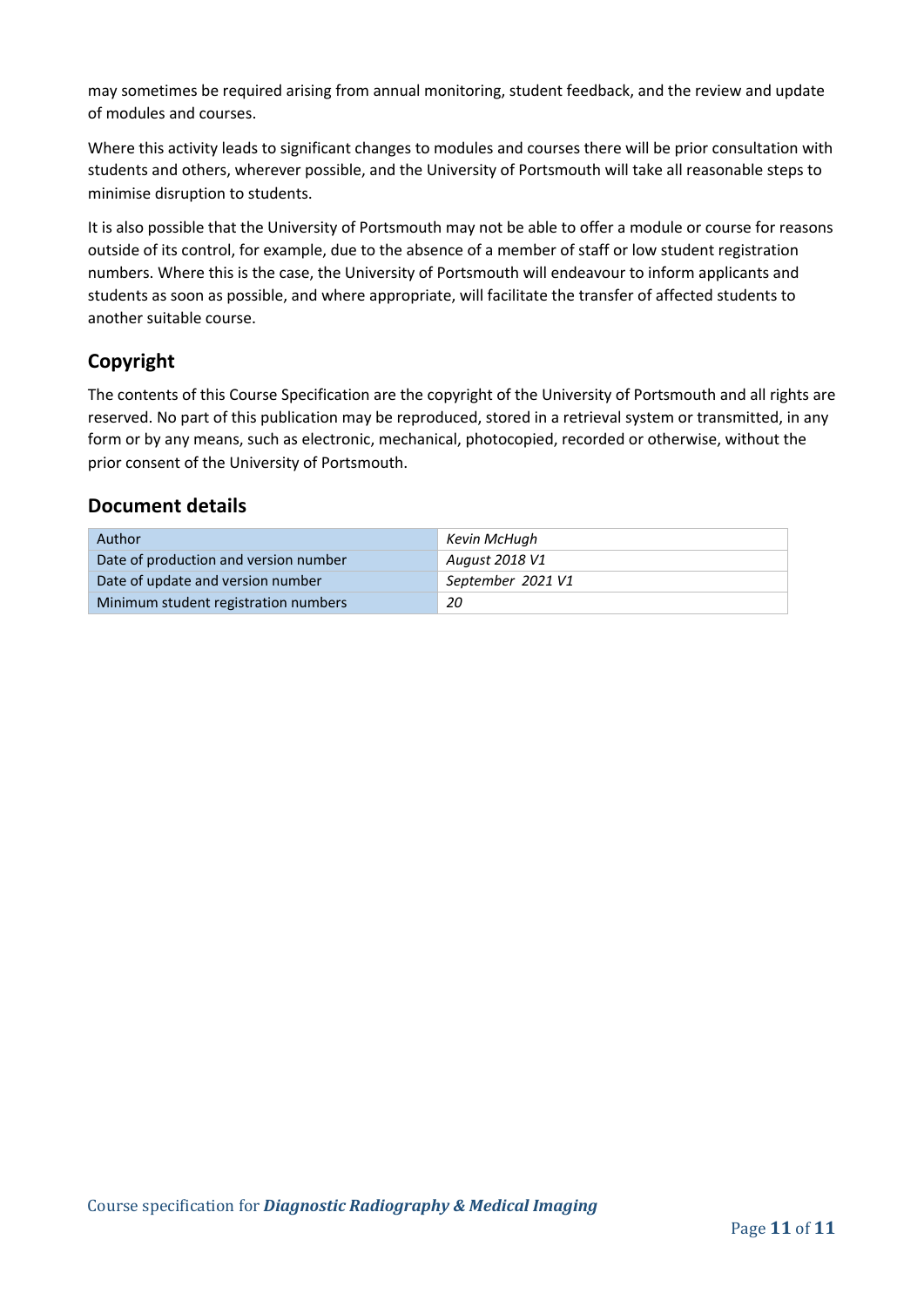may sometimes be required arising from annual monitoring, student feedback, and the review and update of modules and courses.

Where this activity leads to significant changes to modules and courses there will be prior consultation with students and others, wherever possible, and the University of Portsmouth will take all reasonable steps to minimise disruption to students.

It is also possible that the University of Portsmouth may not be able to offer a module or course for reasons outside of its control, for example, due to the absence of a member of staff or low student registration numbers. Where this is the case, the University of Portsmouth will endeavour to inform applicants and students as soon as possible, and where appropriate, will facilitate the transfer of affected students to another suitable course.

## Copyright

The contents of this Course Specification are the copyright of the University of Portsmouth and all rights are reserved. No part of this publication may be reproduced, stored in a retrieval system or transmitted, in any form or by any means, such as electronic, mechanical, photocopied, recorded or otherwise, without the prior consent of the University of Portsmouth.

## Document details

| | |
|---|---|
| Author | *Kevin McHugh* |
| Date of production and version number | *August 2018 V1* |
| Date of update and version number | *September 2021 V1* |
| Minimum student registration numbers | *20* |